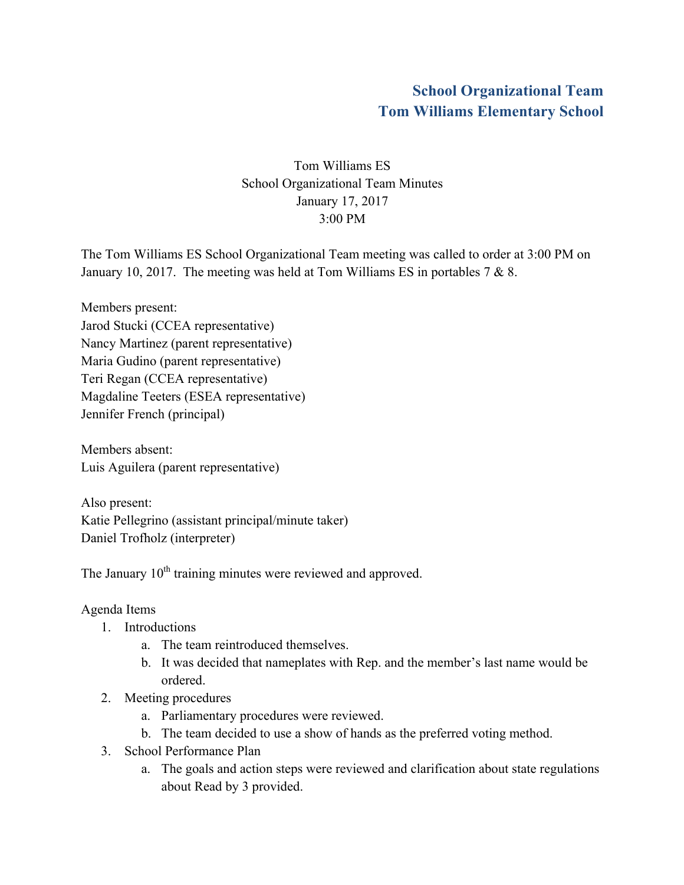**School Organizational Team**
**Tom Williams Elementary School**

Tom Williams ES
School Organizational Team Minutes
January 17, 2017
3:00 PM

The Tom Williams ES School Organizational Team meeting was called to order at 3:00 PM on January 10, 2017. The meeting was held at Tom Williams ES in portables 7 & 8.

Members present:
Jarod Stucki (CCEA representative)
Nancy Martinez (parent representative)
Maria Gudino (parent representative)
Teri Regan (CCEA representative)
Magdaline Teeters (ESEA representative)
Jennifer French (principal)

Members absent:
Luis Aguilera (parent representative)

Also present:
Katie Pellegrino (assistant principal/minute taker)
Daniel Trofholz (interpreter)

The January 10th training minutes were reviewed and approved.

Agenda Items

1. Introductions
   a. The team reintroduced themselves.
   b. It was decided that nameplates with Rep. and the member's last name would be ordered.
2. Meeting procedures
   a. Parliamentary procedures were reviewed.
   b. The team decided to use a show of hands as the preferred voting method.
3. School Performance Plan
   a. The goals and action steps were reviewed and clarification about state regulations about Read by 3 provided.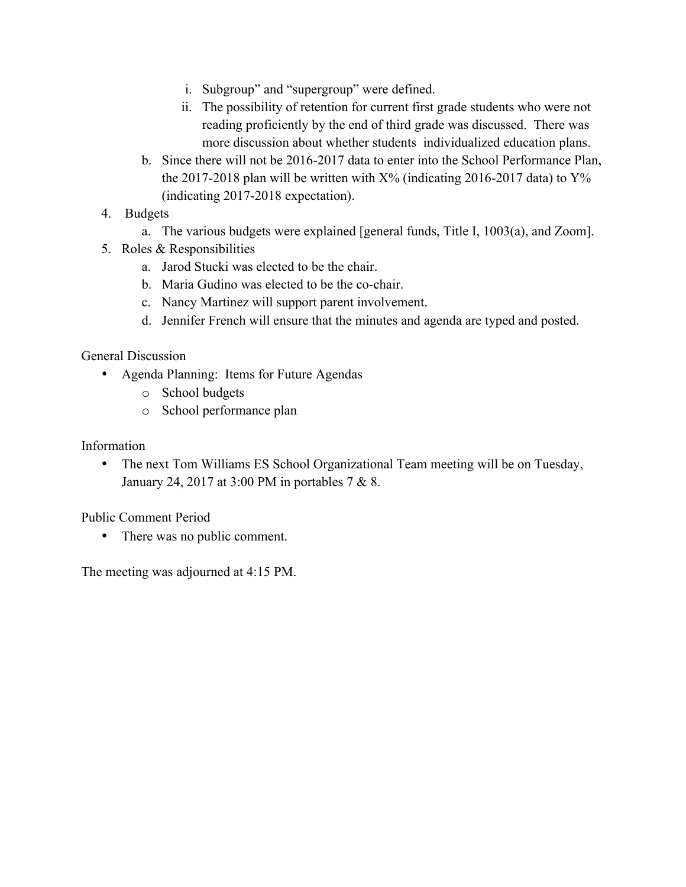- i. Subgroup" and "supergroup" were defined.
   - ii. The possibility of retention for current first grade students who were not reading proficiently by the end of third grade was discussed. There was more discussion about whether students individualized education plans.

   b. Since there will not be 2016-2017 data to enter into the School Performance Plan, the 2017-2018 plan will be written with X% (indicating 2016-2017 data) to Y% (indicating 2017-2018 expectation).

4. Budgets
   a. The various budgets were explained [general funds, Title I, 1003(a), and Zoom].
5. Roles & Responsibilities
   a. Jarod Stucki was elected to be the chair.
   b. Maria Gudino was elected to be the co-chair.
   c. Nancy Martinez will support parent involvement.
   d. Jennifer French will ensure that the minutes and agenda are typed and posted.

General Discussion

- Agenda Planning: Items for Future Agendas
  - o School budgets
  - o School performance plan

Information

- The next Tom Williams ES School Organizational Team meeting will be on Tuesday, January 24, 2017 at 3:00 PM in portables 7 & 8.

Public Comment Period

- There was no public comment.

The meeting was adjourned at 4:15 PM.